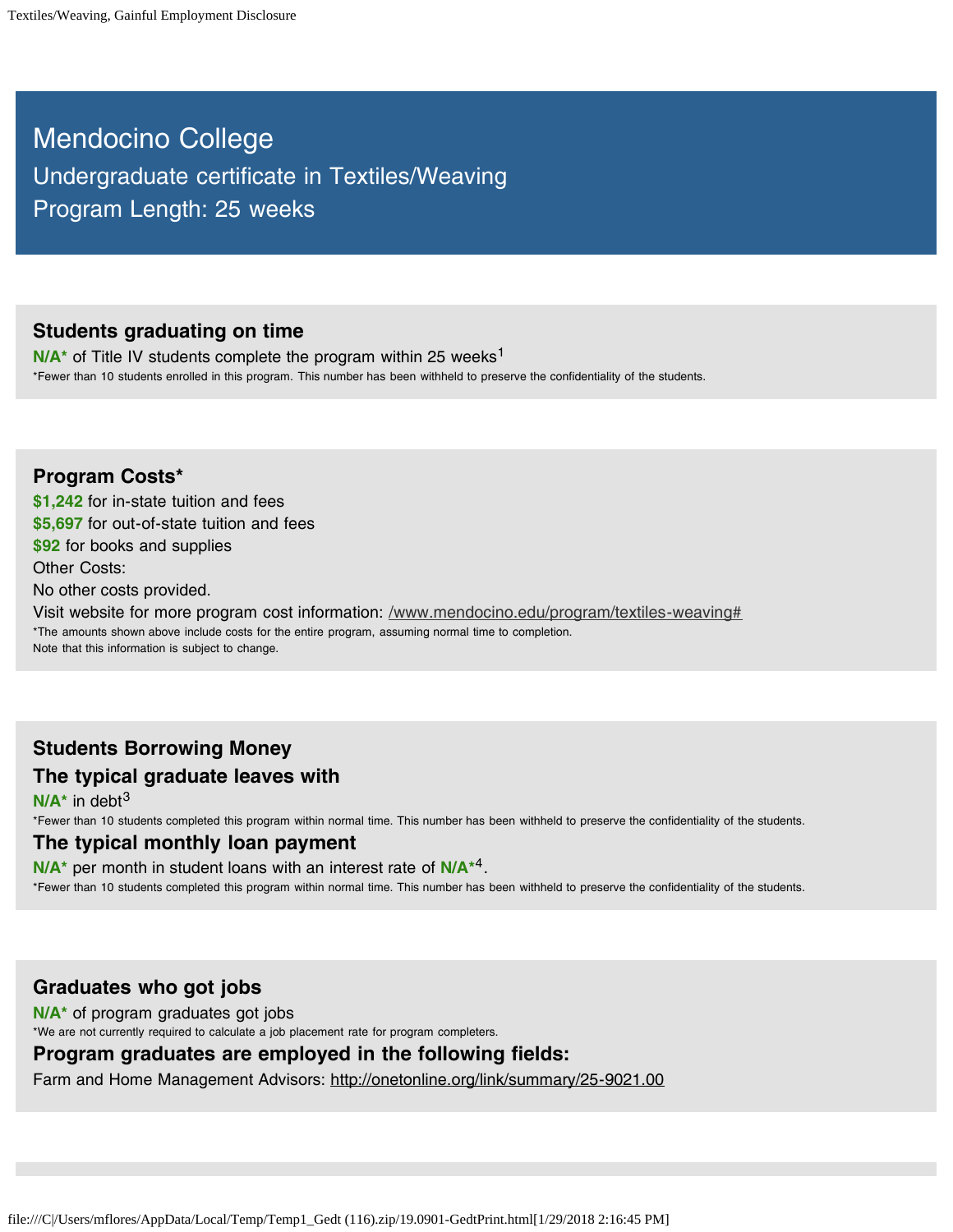# Mendocino College

## Undergraduate certificate in Textiles/Weaving

## Program Length: 25 weeks

### Students graduating on time

**N/A*** of Title IV students complete the program within 25 weeks[1]

*Fewer than 10 students enrolled in this program. This number has been withheld to preserve the confidentiality of the students.

### Program Costs*

**$1,242** for in-state tuition and fees
**$5,697** for out-of-state tuition and fees
**$92** for books and supplies
Other Costs:
No other costs provided.
Visit website for more program cost information: /www.mendocino.edu/program/textiles-weaving#

*The amounts shown above include costs for the entire program, assuming normal time to completion.
Note that this information is subject to change.

### Students Borrowing Money

### The typical graduate leaves with

**N/A*** in debt[3]

*Fewer than 10 students completed this program within normal time. This number has been withheld to preserve the confidentiality of the students.

### The typical monthly loan payment

**N/A*** per month in student loans with an interest rate of **N/A***[4].

*Fewer than 10 students completed this program within normal time. This number has been withheld to preserve the confidentiality of the students.

### Graduates who got jobs

**N/A*** of program graduates got jobs

*We are not currently required to calculate a job placement rate for program completers.

### Program graduates are employed in the following fields:

Farm and Home Management Advisors: http://onetonline.org/link/summary/25-9021.00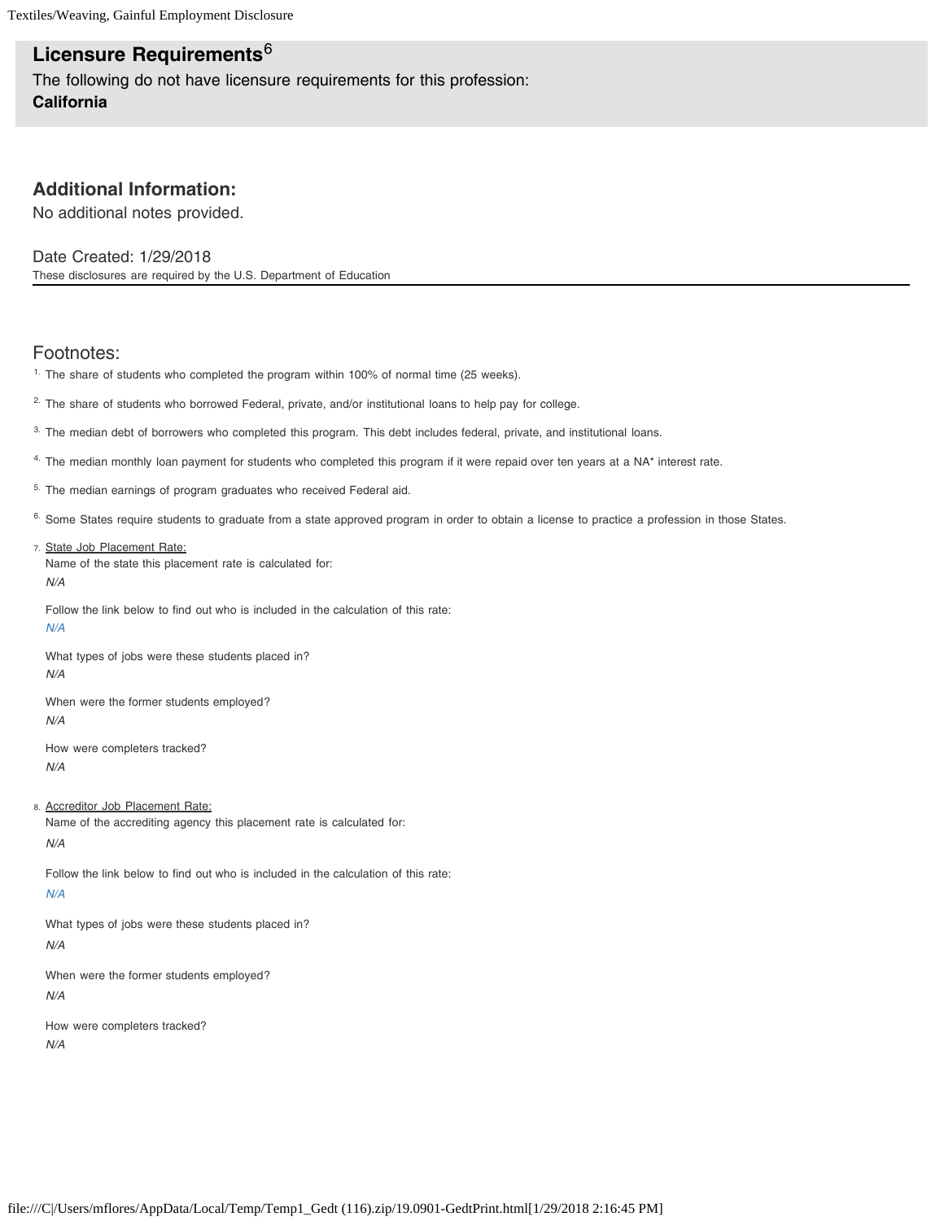## Licensure Requirements[6]

The following do not have licensure requirements for this profession:
**California**

## Additional Information:

No additional notes provided.

Date Created: 1/29/2018
These disclosures are required by the U.S. Department of Education

---

### Footnotes:

1. The share of students who completed the program within 100% of normal time (25 weeks).
2. The share of students who borrowed Federal, private, and/or institutional loans to help pay for college.
3. The median debt of borrowers who completed this program. This debt includes federal, private, and institutional loans.
4. The median monthly loan payment for students who completed this program if it were repaid over ten years at a NA* interest rate.
5. The median earnings of program graduates who received Federal aid.
6. Some States require students to graduate from a state approved program in order to obtain a license to practice a profession in those States.
7. State Job Placement Rate:

   Name of the state this placement rate is calculated for:
   *N/A*

   Follow the link below to find out who is included in the calculation of this rate:
   *N/A*

   What types of jobs were these students placed in?
   *N/A*

   When were the former students employed?
   *N/A*

   How were completers tracked?
   *N/A*

8. Accreditor Job Placement Rate:

   Name of the accrediting agency this placement rate is calculated for:
   *N/A*

   Follow the link below to find out who is included in the calculation of this rate:
   *N/A*

   What types of jobs were these students placed in?
   *N/A*

   When were the former students employed?
   *N/A*

   How were completers tracked?
   *N/A*